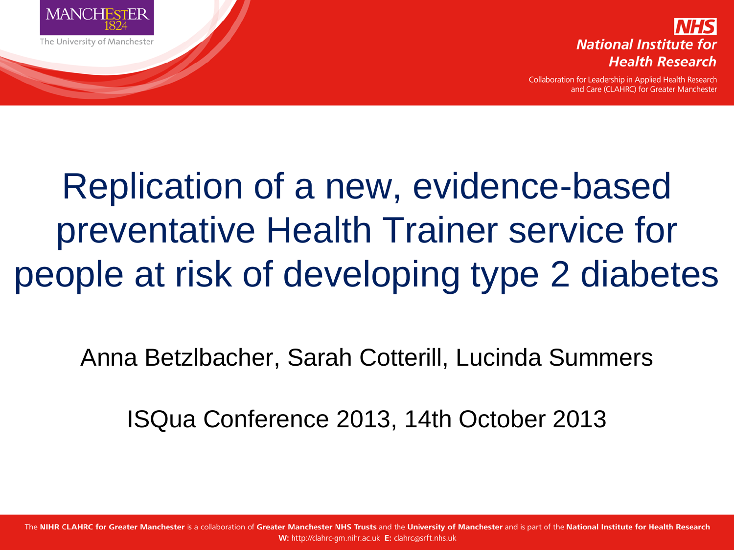MANCHESTER 1824

The University of Manchester

NHS

National Institute for Health Research

Collaboration for Leadership in Applied Health Research and Care (CLAHRC) for Greater Manchester

# Replication of a new, evidence-based preventative Health Trainer service for people at risk of developing type 2 diabetes

Anna Betzlbacher, Sarah Cotterill, Lucinda Summers

ISQua Conference 2013, 14th October 2013

The **NIHR CLAHRC for Greater Manchester** is a collaboration of **Greater Manchester NHS Trusts** and the **University of Manchester** and is part of the **National Institute for Health Research**

**W:** http://clahrc-gm.nihr.ac.uk **E:** clahrc@srft.nhs.uk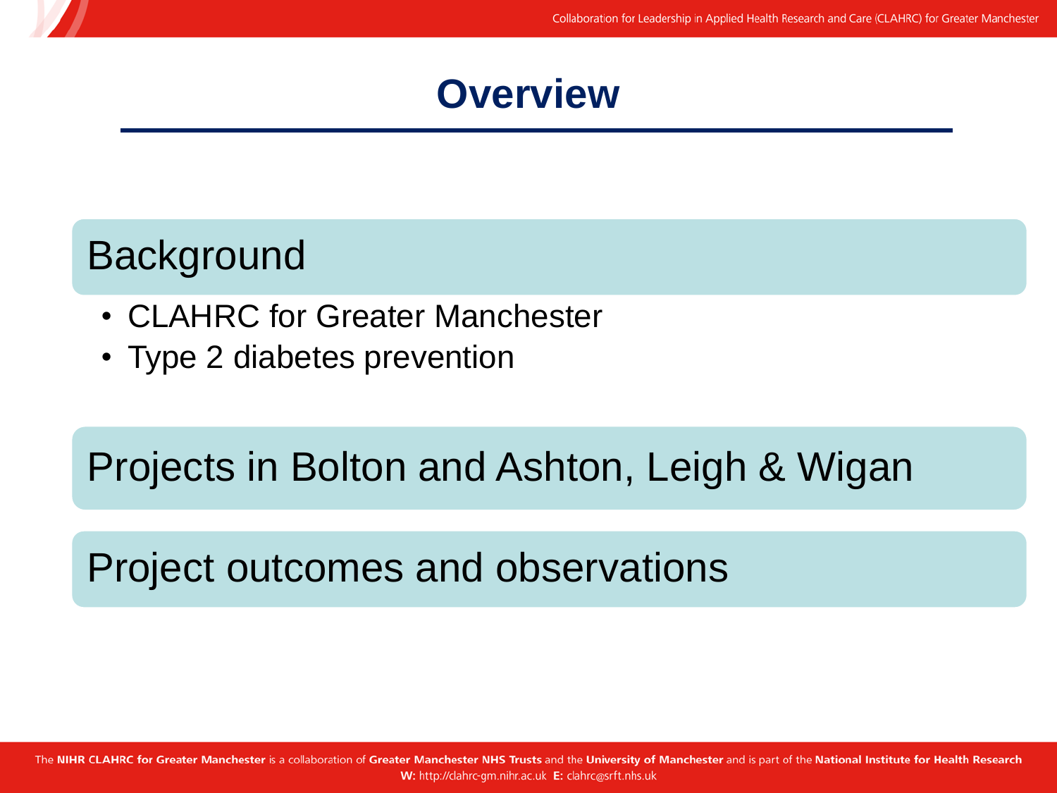# Overview

## Background

- CLAHRC for Greater Manchester
- Type 2 diabetes prevention

## Projects in Bolton and Ashton, Leigh & Wigan

## Project outcomes and observations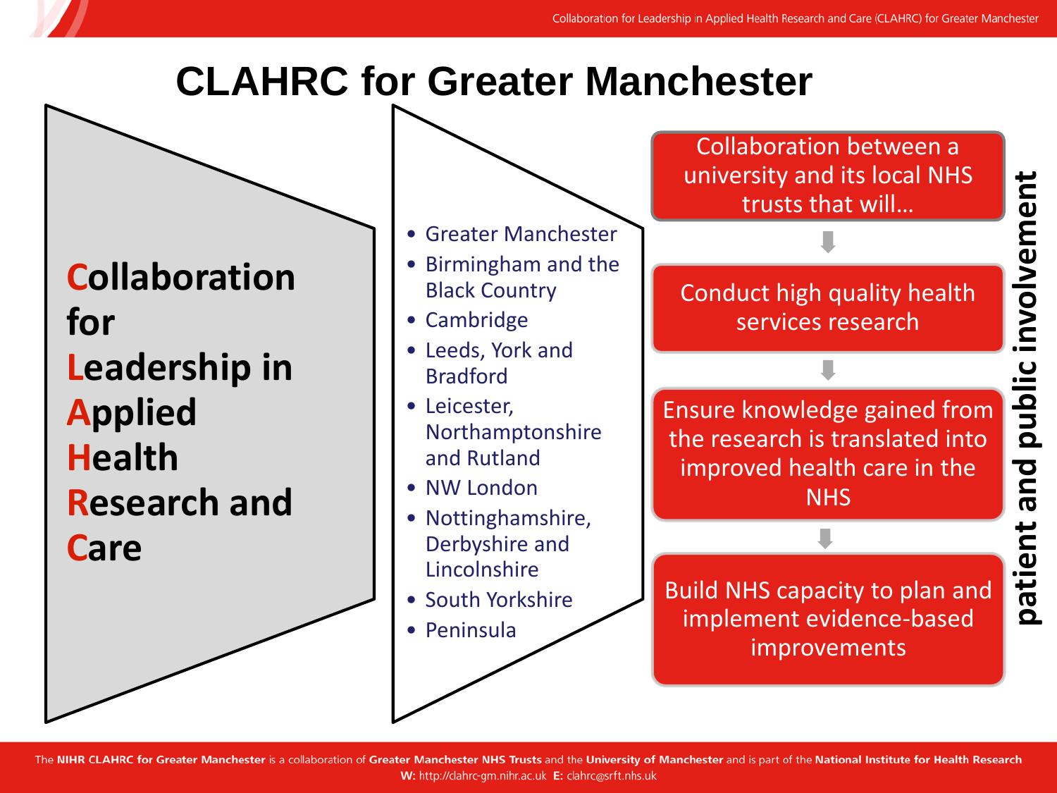# CLAHRC for Greater Manchester

**C**ollaboration for **L**eadership in **A**pplied **H**ealth **R**esearch and **C**are

- Greater Manchester
- Birmingham and the Black Country
- Cambridge
- Leeds, York and Bradford
- Leicester, Northamptonshire and Rutland
- NW London
- Nottinghamshire, Derbyshire and Lincolnshire
- South Yorkshire
- Peninsula

Collaboration between a university and its local NHS trusts that will…

Conduct high quality health services research

Ensure knowledge gained from the research is translated into improved health care in the NHS

Build NHS capacity to plan and implement evidence-based improvements

**patient and public involvement**

The **NIHR CLAHRC for Greater Manchester** is a collaboration of **Greater Manchester NHS Trusts** and the **University of Manchester** and is part of the **National Institute for Health Research**
**W:** http://clahrc-gm.nihr.ac.uk **E:** clahrc@srft.nhs.uk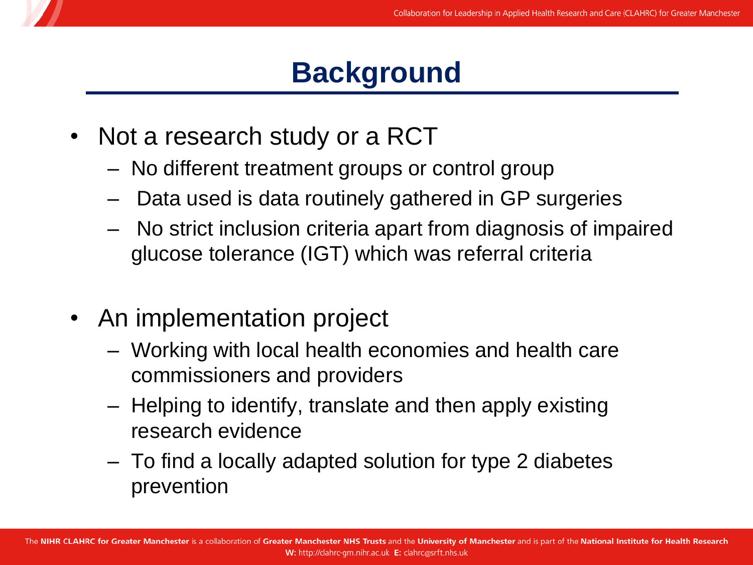# Background

- Not a research study or a RCT
  - No different treatment groups or control group
  - Data used is data routinely gathered in GP surgeries
  - No strict inclusion criteria apart from diagnosis of impaired glucose tolerance (IGT) which was referral criteria
- An implementation project
  - Working with local health economies and health care commissioners and providers
  - Helping to identify, translate and then apply existing research evidence
  - To find a locally adapted solution for type 2 diabetes prevention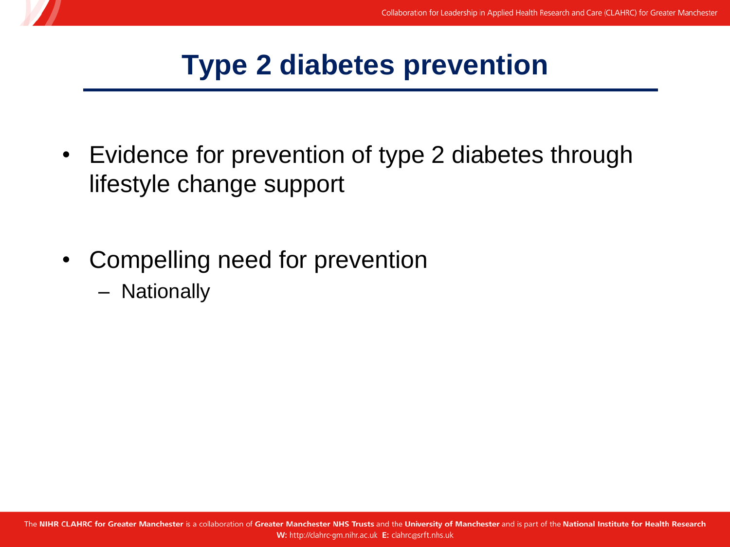# Type 2 diabetes prevention

- Evidence for prevention of type 2 diabetes through lifestyle change support

- Compelling need for prevention
  - Nationally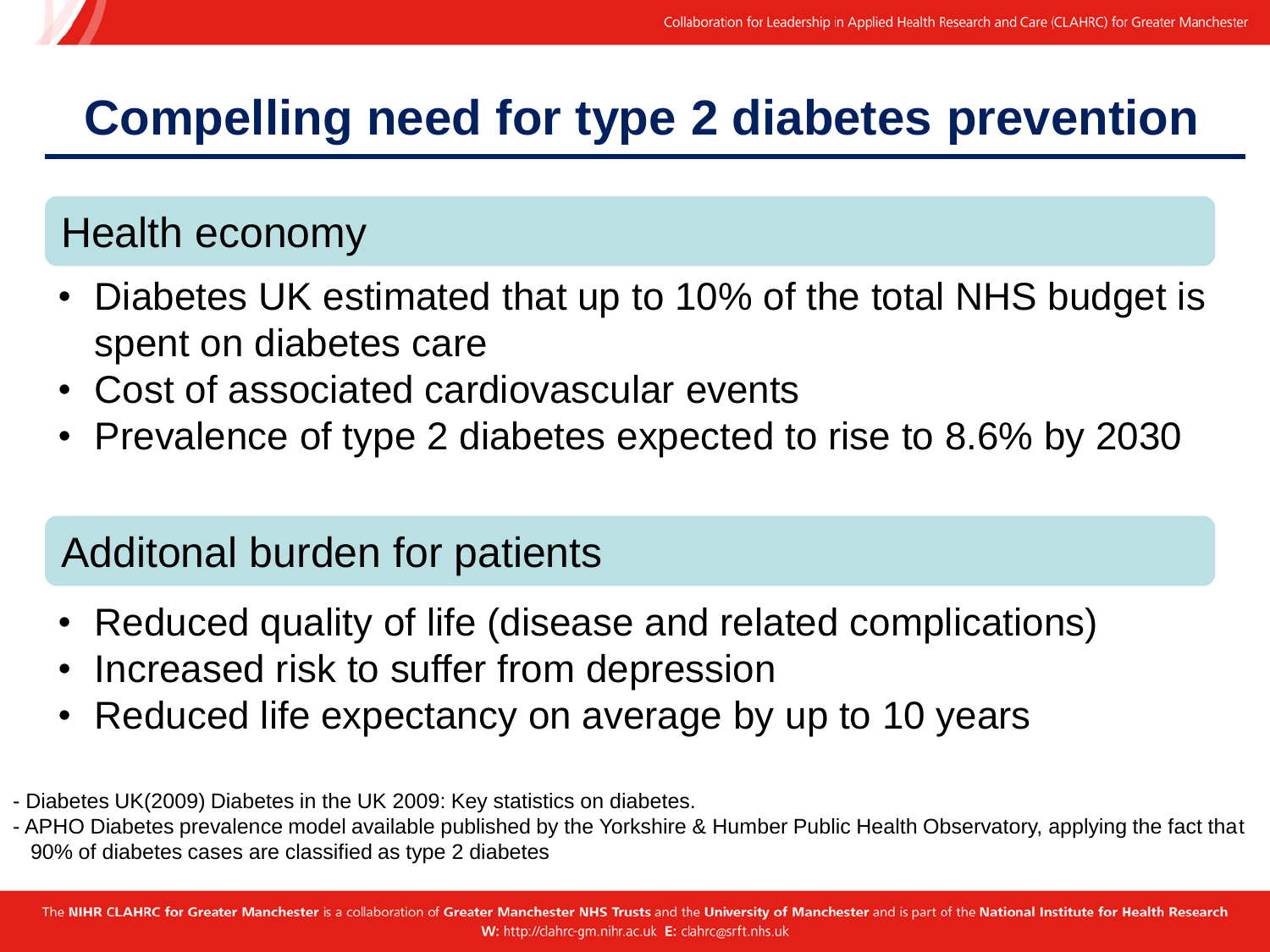# Compelling need for type 2 diabetes prevention

## Health economy

- Diabetes UK estimated that up to 10% of the total NHS budget is spent on diabetes care
- Cost of associated cardiovascular events
- Prevalence of type 2 diabetes expected to rise to 8.6% by 2030

## Additonal burden for patients

- Reduced quality of life (disease and related complications)
- Increased risk to suffer from depression
- Reduced life expectancy on average by up to 10 years

- Diabetes UK(2009) Diabetes in the UK 2009: Key statistics on diabetes.
- APHO Diabetes prevalence model available published by the Yorkshire & Humber Public Health Observatory, applying the fact that 90% of diabetes cases are classified as type 2 diabetes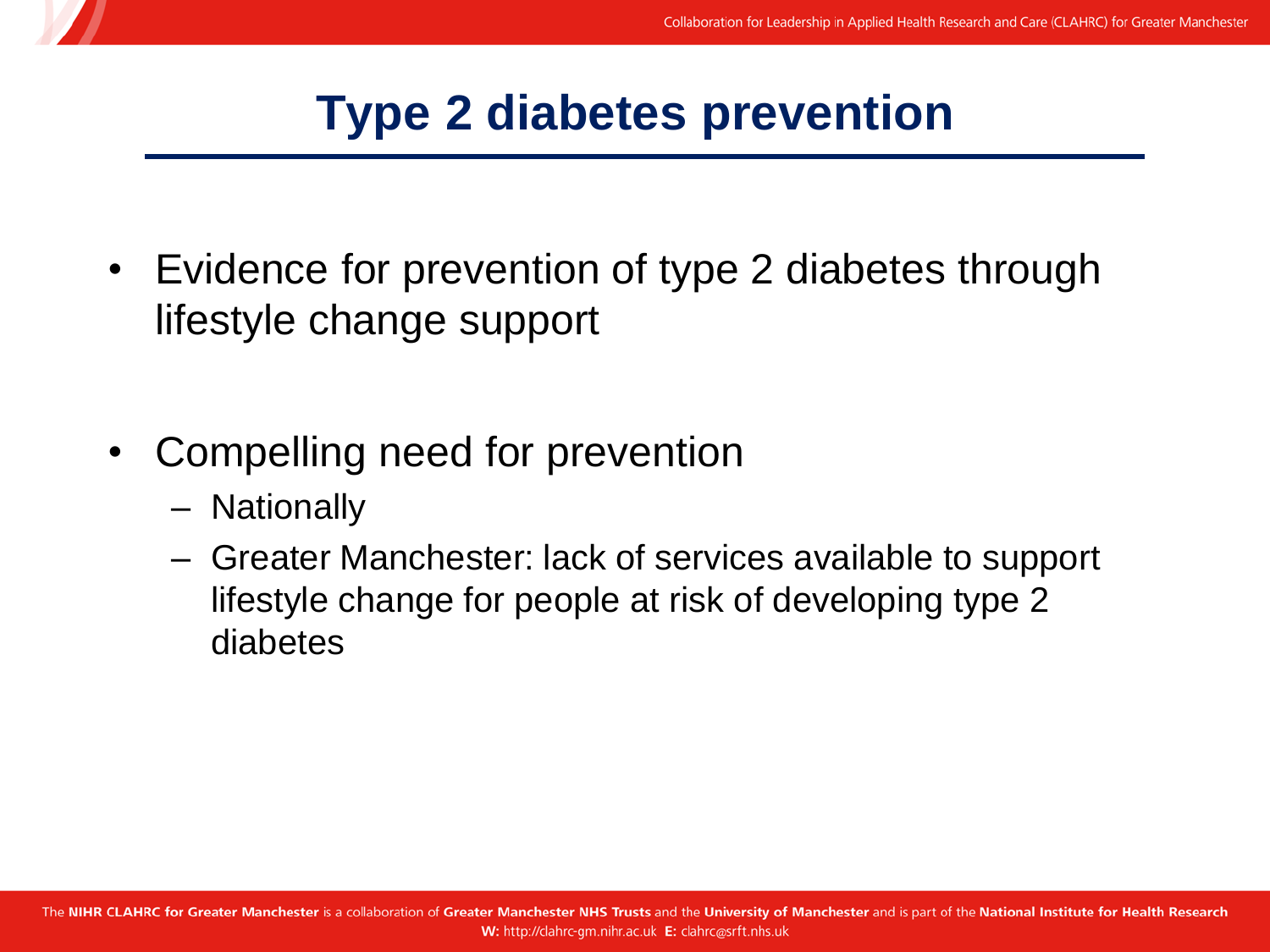# Type 2 diabetes prevention

- Evidence for prevention of type 2 diabetes through lifestyle change support

- Compelling need for prevention
  - Nationally
  - Greater Manchester: lack of services available to support lifestyle change for people at risk of developing type 2 diabetes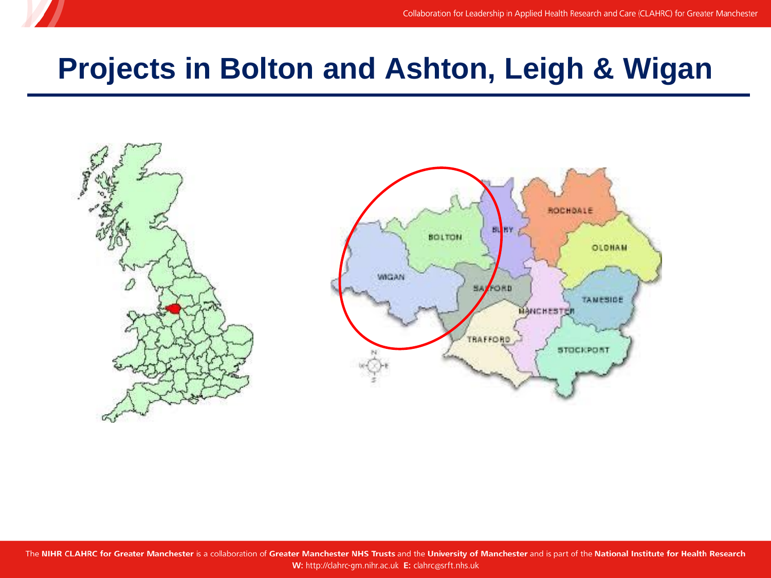# Projects in Bolton and Ashton, Leigh & Wigan

ROCHDALE

BURY

BOLTON

OLDHAM

WIGAN

SALFORD

TAMESIDE

MANCHESTER

TRAFFORD

STOCKPORT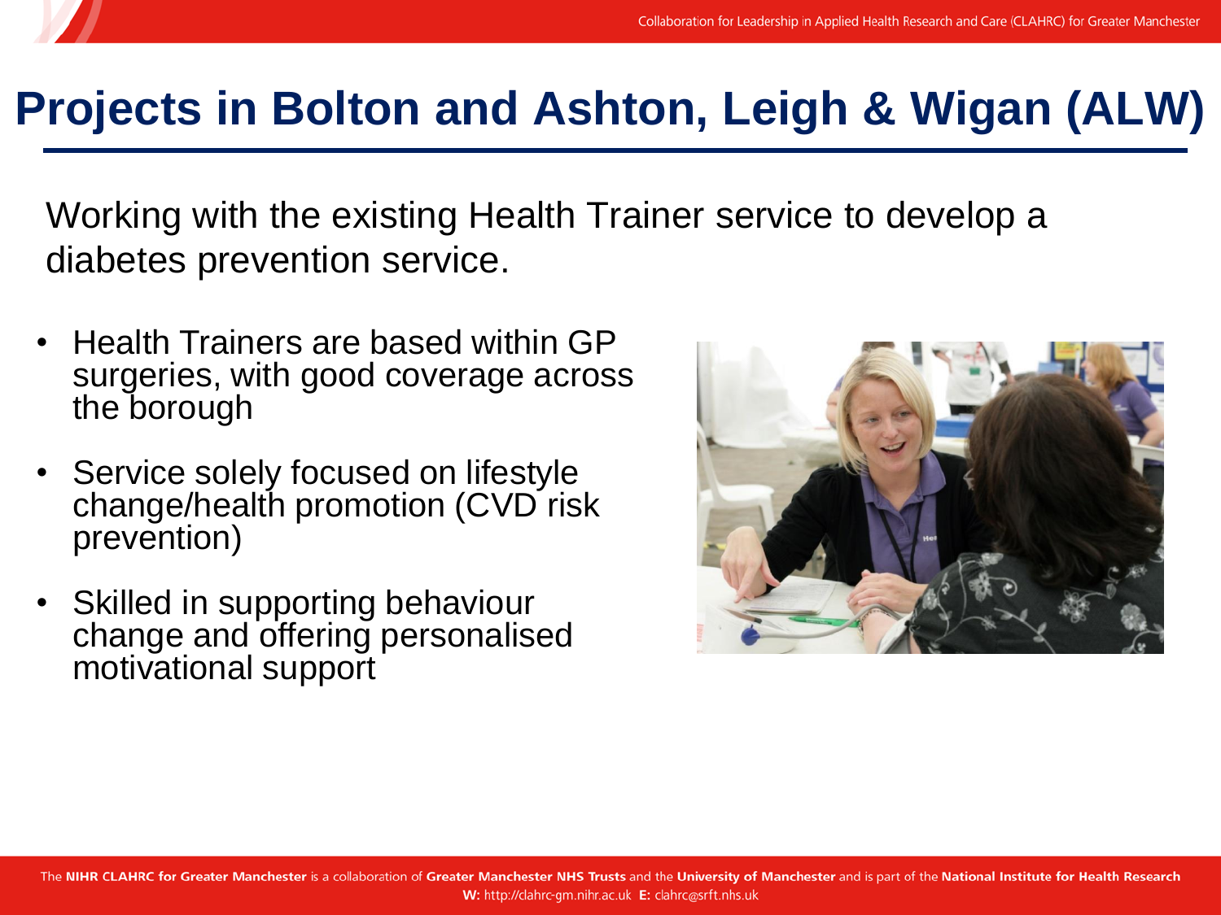# Projects in Bolton and Ashton, Leigh & Wigan (ALW)

Working with the existing Health Trainer service to develop a diabetes prevention service.

- Health Trainers are based within GP surgeries, with good coverage across the borough
- Service solely focused on lifestyle change/health promotion (CVD risk prevention)
- Skilled in supporting behaviour change and offering personalised motivational support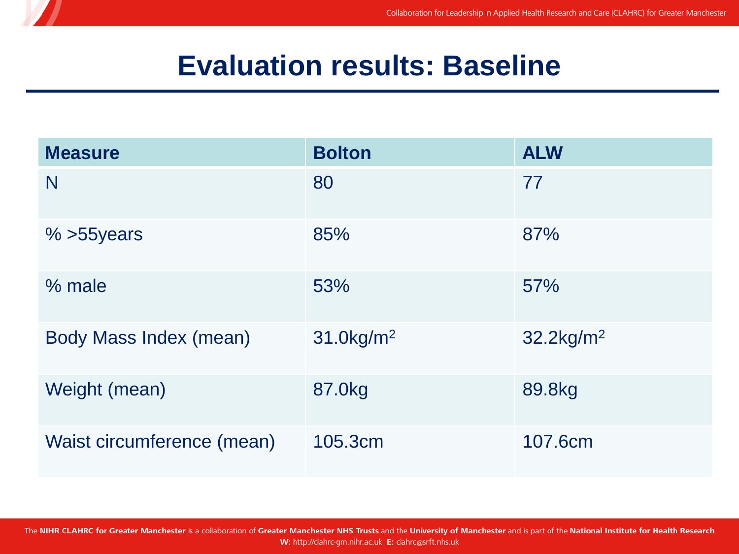# Evaluation results: Baseline

| Measure | Bolton | ALW |
|---|---|---|
| N | 80 | 77 |
| % >55years | 85% | 87% |
| % male | 53% | 57% |
| Body Mass Index (mean) | 31.0kg/$m^2$ | 32.2kg/$m^2$ |
| Weight (mean) | 87.0kg | 89.8kg |
| Waist circumference (mean) | 105.3cm | 107.6cm |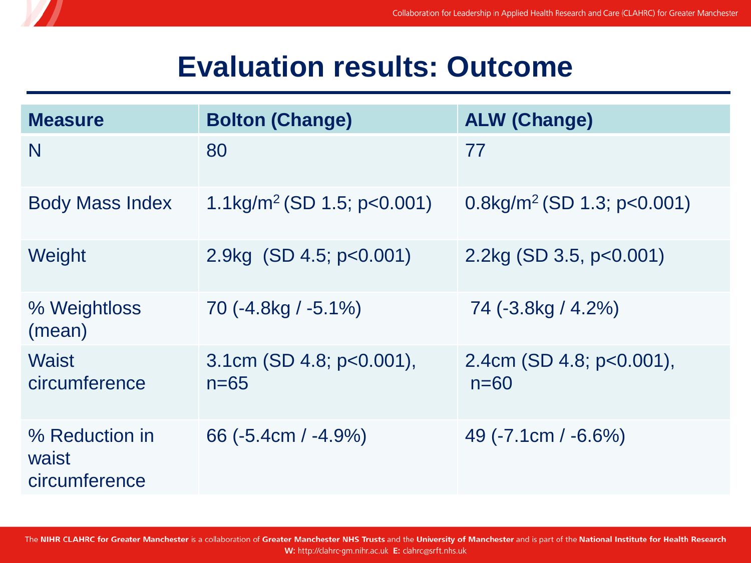# Evaluation results: Outcome

| Measure | Bolton (Change) | ALW (Change) |
|---|---|---|
| N | 80 | 77 |
| Body Mass Index | 1.1kg/m$^2$ (SD 1.5; $p<0.001$) | 0.8kg/m$^2$ (SD 1.3; $p<0.001$) |
| Weight | 2.9kg (SD 4.5; $p<0.001$) | 2.2kg (SD 3.5, $p<0.001$) |
| % Weightloss (mean) | 70 (-4.8kg / -5.1%) | 74 (-3.8kg / 4.2%) |
| Waist circumference | 3.1cm (SD 4.8; $p<0.001$), n=65 | 2.4cm (SD 4.8; $p<0.001$), n=60 |
| % Reduction in waist circumference | 66 (-5.4cm / -4.9%) | 49 (-7.1cm / -6.6%) |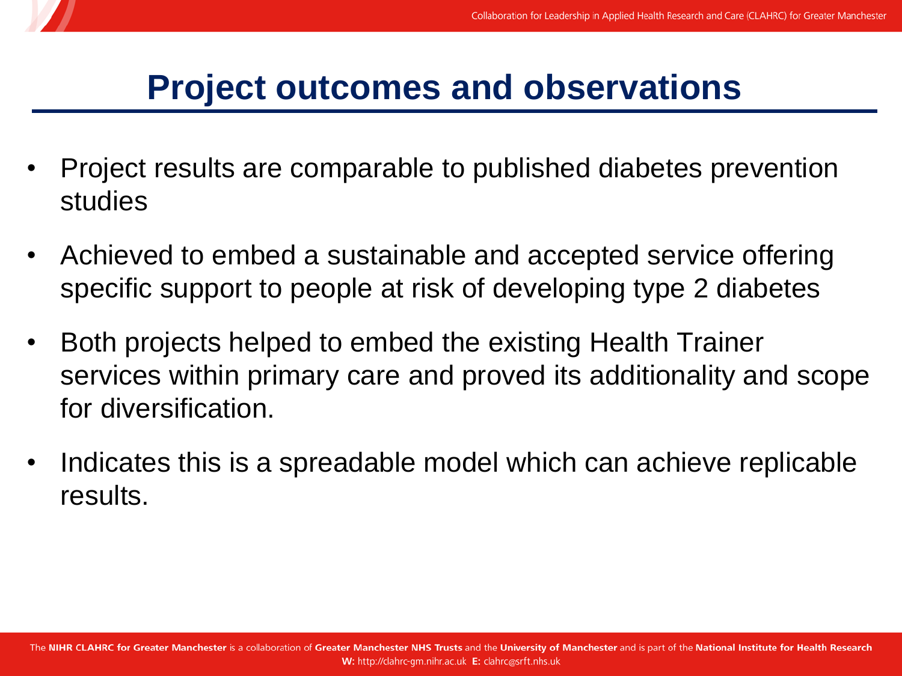# Project outcomes and observations

- Project results are comparable to published diabetes prevention studies
- Achieved to embed a sustainable and accepted service offering specific support to people at risk of developing type 2 diabetes
- Both projects helped to embed the existing Health Trainer services within primary care and proved its additionality and scope for diversification.
- Indicates this is a spreadable model which can achieve replicable results.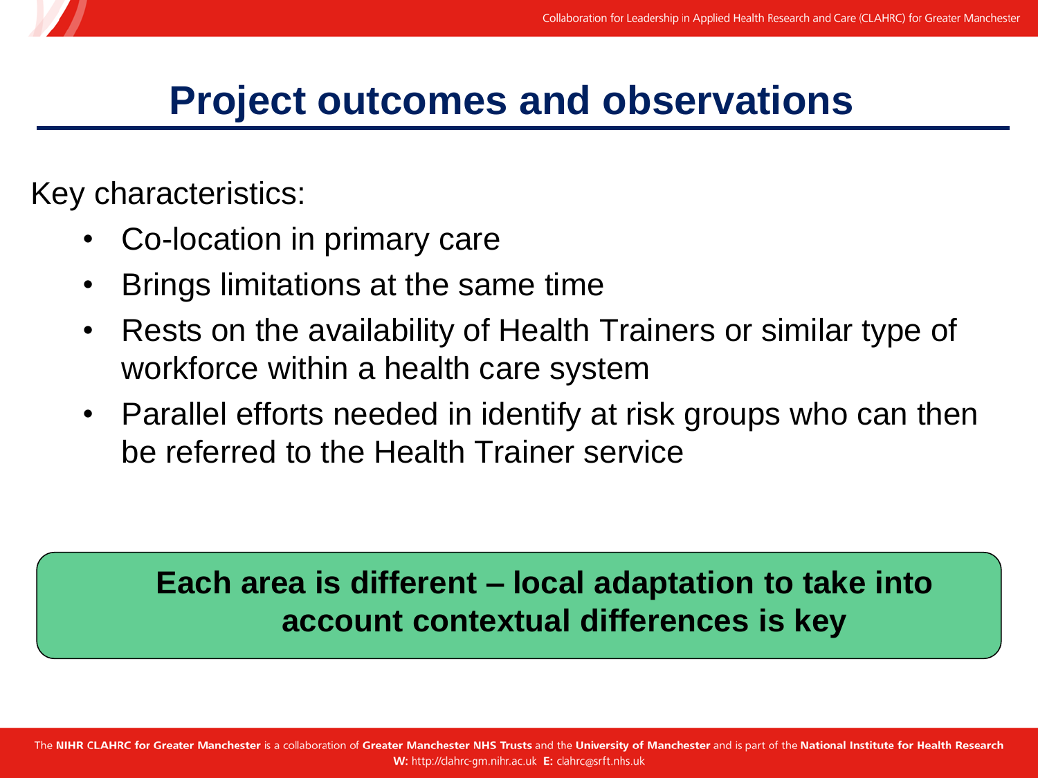# Project outcomes and observations

Key characteristics:

- Co-location in primary care
- Brings limitations at the same time
- Rests on the availability of Health Trainers or similar type of workforce within a health care system
- Parallel efforts needed in identify at risk groups who can then be referred to the Health Trainer service

**Each area is different – local adaptation to take into account contextual differences is key**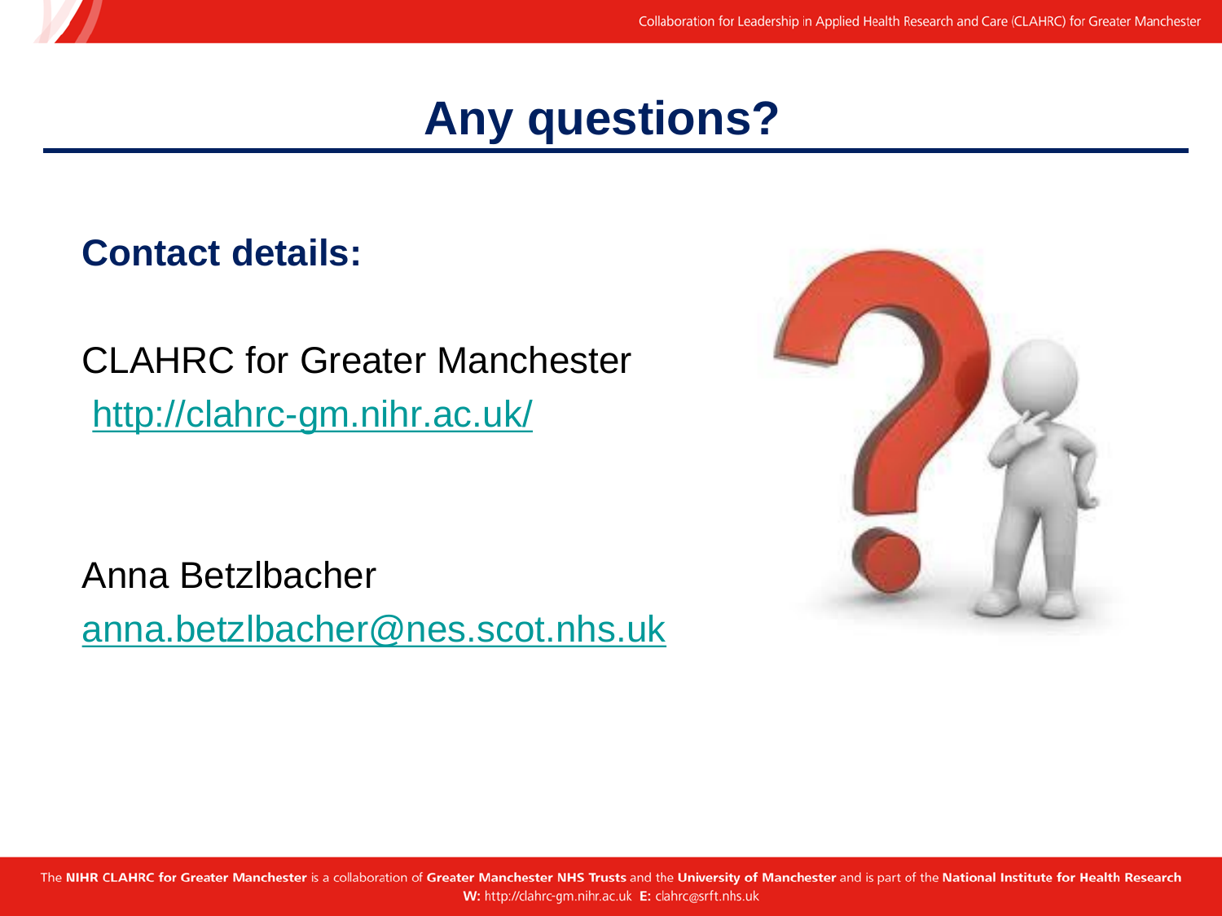# Any questions?

**Contact details:**

CLAHRC for Greater Manchester
http://clahrc-gm.nihr.ac.uk/

Anna Betzlbacher
anna.betzlbacher@nes.scot.nhs.uk